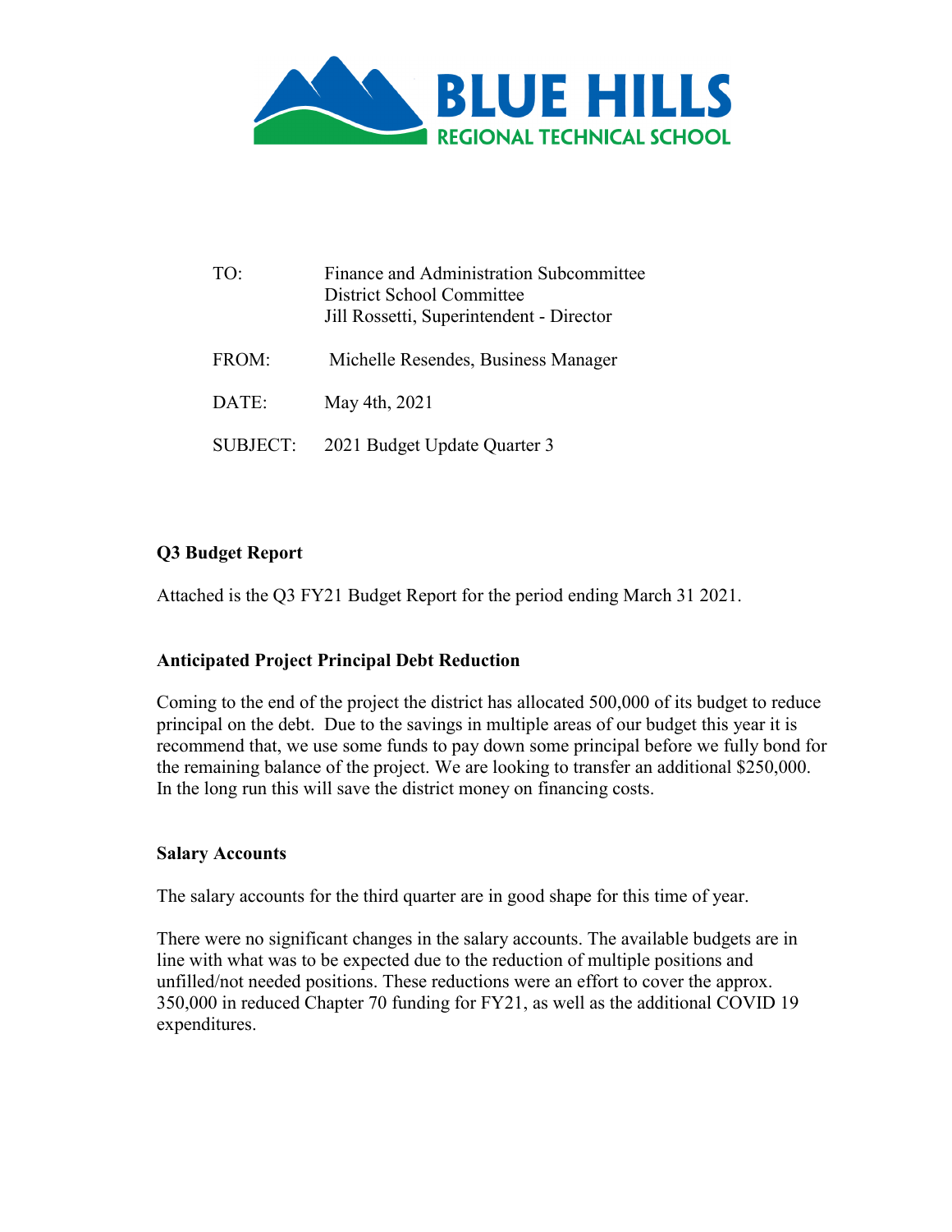# BLUE HILLS
## REGIONAL TECHNICAL SCHOOL

TO: Finance and Administration Subcommittee
District School Committee
Jill Rossetti, Superintendent - Director

FROM: Michelle Resendes, Business Manager

DATE: May 4th, 2021

SUBJECT: 2021 Budget Update Quarter 3

**Q3 Budget Report**

Attached is the Q3 FY21 Budget Report for the period ending March 31 2021.

**Anticipated Project Principal Debt Reduction**

Coming to the end of the project the district has allocated 500,000 of its budget to reduce principal on the debt. Due to the savings in multiple areas of our budget this year it is recommend that, we use some funds to pay down some principal before we fully bond for the remaining balance of the project. We are looking to transfer an additional $250,000. In the long run this will save the district money on financing costs.

**Salary Accounts**

The salary accounts for the third quarter are in good shape for this time of year.

There were no significant changes in the salary accounts. The available budgets are in line with what was to be expected due to the reduction of multiple positions and unfilled/not needed positions. These reductions were an effort to cover the approx. 350,000 in reduced Chapter 70 funding for FY21, as well as the additional COVID 19 expenditures.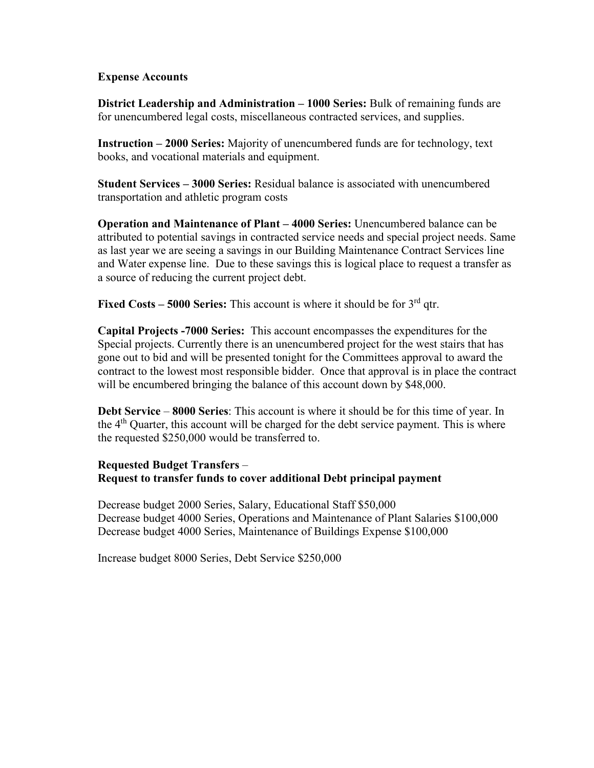**Expense Accounts**

**District Leadership and Administration – 1000 Series:** Bulk of remaining funds are for unencumbered legal costs, miscellaneous contracted services, and supplies.

**Instruction – 2000 Series:** Majority of unencumbered funds are for technology, text books, and vocational materials and equipment.

**Student Services – 3000 Series:** Residual balance is associated with unencumbered transportation and athletic program costs

**Operation and Maintenance of Plant – 4000 Series:** Unencumbered balance can be attributed to potential savings in contracted service needs and special project needs. Same as last year we are seeing a savings in our Building Maintenance Contract Services line and Water expense line. Due to these savings this is logical place to request a transfer as a source of reducing the current project debt.

**Fixed Costs – 5000 Series:** This account is where it should be for 3rd qtr.

**Capital Projects -7000 Series:** This account encompasses the expenditures for the Special projects. Currently there is an unencumbered project for the west stairs that has gone out to bid and will be presented tonight for the Committees approval to award the contract to the lowest most responsible bidder. Once that approval is in place the contract will be encumbered bringing the balance of this account down by $48,000.

**Debt Service** – **8000 Series**: This account is where it should be for this time of year. In the 4th Quarter, this account will be charged for the debt service payment. This is where the requested $250,000 would be transferred to.

**Requested Budget Transfers** –
**Request to transfer funds to cover additional Debt principal payment**

Decrease budget 2000 Series, Salary, Educational Staff $50,000
Decrease budget 4000 Series, Operations and Maintenance of Plant Salaries $100,000
Decrease budget 4000 Series, Maintenance of Buildings Expense $100,000

Increase budget 8000 Series, Debt Service $250,000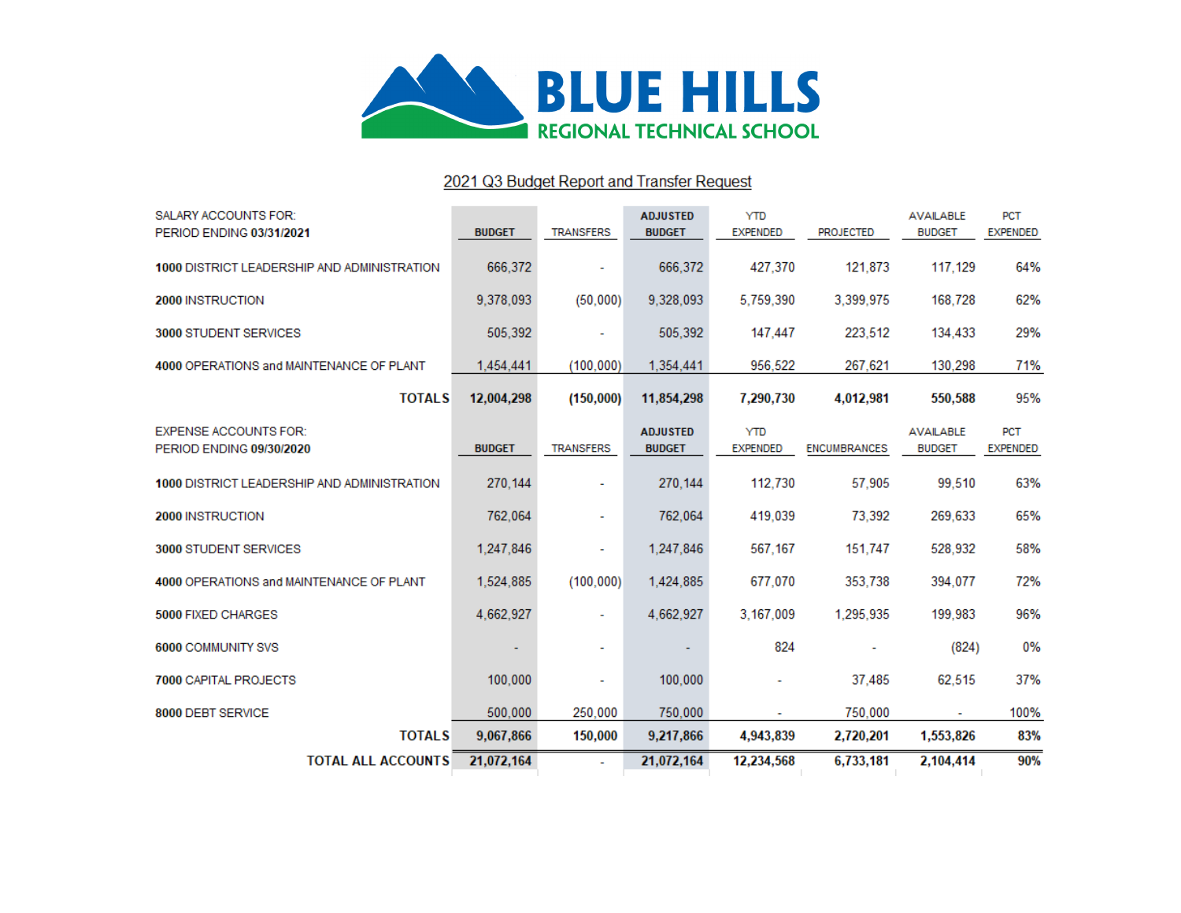# BLUE HILLS
## REGIONAL TECHNICAL SCHOOL

### 2021 Q3 Budget Report and Transfer Request

| SALARY ACCOUNTS FOR:<br>PERIOD ENDING **03/31/2021** | **BUDGET** | TRANSFERS | **ADJUSTED BUDGET** | YTD EXPENDED | PROJECTED | AVAILABLE BUDGET | PCT EXPENDED |
|---|---|---|---|---|---|---|---|
| **1000** DISTRICT LEADERSHIP AND ADMINISTRATION | 666,372 | - | 666,372 | 427,370 | 121,873 | 117,129 | 64% |
| **2000** INSTRUCTION | 9,378,093 | (50,000) | 9,328,093 | 5,759,390 | 3,399,975 | 168,728 | 62% |
| **3000** STUDENT SERVICES | 505,392 | - | 505,392 | 147,447 | 223,512 | 134,433 | 29% |
| **4000** OPERATIONS and MAINTENANCE OF PLANT | 1,454,441 | (100,000) | 1,354,441 | 956,522 | 267,621 | 130,298 | 71% |
| **TOTALS** | **12,004,298** | **(150,000)** | **11,854,298** | **7,290,730** | **4,012,981** | **550,588** | 95% |

| EXPENSE ACCOUNTS FOR:<br>PERIOD ENDING **09/30/2020** | **BUDGET** | TRANSFERS | **ADJUSTED BUDGET** | YTD EXPENDED | ENCUMBRANCES | AVAILABLE BUDGET | PCT EXPENDED |
|---|---|---|---|---|---|---|---|
| **1000** DISTRICT LEADERSHIP AND ADMINISTRATION | 270,144 | - | 270,144 | 112,730 | 57,905 | 99,510 | 63% |
| **2000** INSTRUCTION | 762,064 | - | 762,064 | 419,039 | 73,392 | 269,633 | 65% |
| **3000** STUDENT SERVICES | 1,247,846 | - | 1,247,846 | 567,167 | 151,747 | 528,932 | 58% |
| **4000** OPERATIONS and MAINTENANCE OF PLANT | 1,524,885 | (100,000) | 1,424,885 | 677,070 | 353,738 | 394,077 | 72% |
| **5000** FIXED CHARGES | 4,662,927 | - | 4,662,927 | 3,167,009 | 1,295,935 | 199,983 | 96% |
| **6000** COMMUNITY SVS | - | - | - | 824 | - | (824) | 0% |
| **7000** CAPITAL PROJECTS | 100,000 | - | 100,000 | - | 37,485 | 62,515 | 37% |
| **8000** DEBT SERVICE | 500,000 | 250,000 | 750,000 | - | 750,000 | - | 100% |
| **TOTALS** | **9,067,866** | **150,000** | **9,217,866** | **4,943,839** | **2,720,201** | **1,553,826** | **83%** |
| **TOTAL ALL ACCOUNTS** | **21,072,164** | - | **21,072,164** | **12,234,568** | **6,733,181** | **2,104,414** | **90%** |